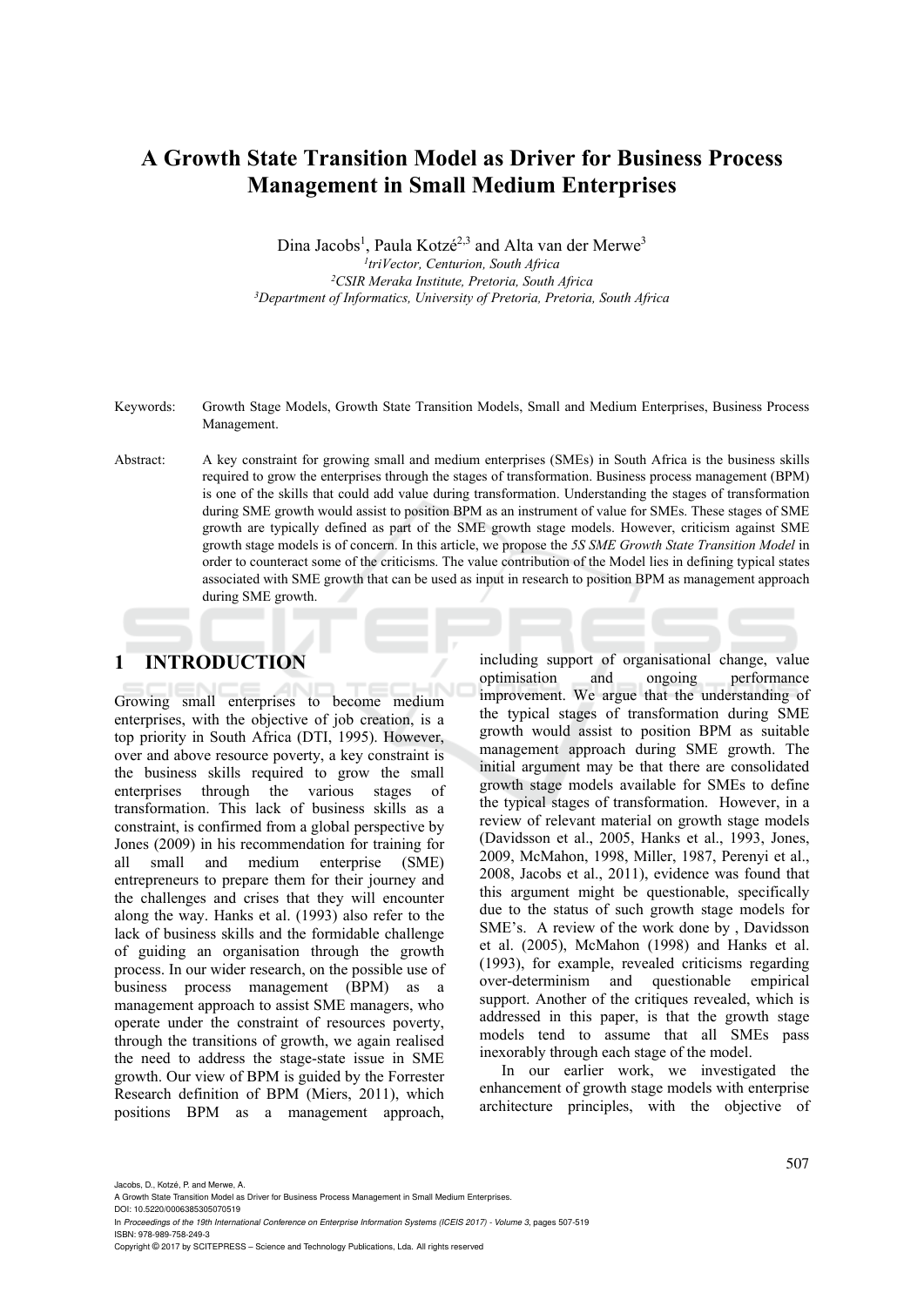# A Growth State Transition Model as Driver for Business Process Management in Small Medium Enterprises

Dina Jacobs[1], Paula Kotzé[2,3] and Alta van der Merwe[3]

[1]*triVector, Centurion, South Africa*
[2]*CSIR Meraka Institute, Pretoria, South Africa*
[3]*Department of Informatics, University of Pretoria, Pretoria, South Africa*

Keywords: Growth Stage Models, Growth State Transition Models, Small and Medium Enterprises, Business Process Management.

Abstract: A key constraint for growing small and medium enterprises (SMEs) in South Africa is the business skills required to grow the enterprises through the stages of transformation. Business process management (BPM) is one of the skills that could add value during transformation. Understanding the stages of transformation during SME growth would assist to position BPM as an instrument of value for SMEs. These stages of SME growth are typically defined as part of the SME growth stage models. However, criticism against SME growth stage models is of concern. In this article, we propose the *5S SME Growth State Transition Model* in order to counteract some of the criticisms. The value contribution of the Model lies in defining typical states associated with SME growth that can be used as input in research to position BPM as management approach during SME growth.

## 1 INTRODUCTION

Growing small enterprises to become medium enterprises, with the objective of job creation, is a top priority in South Africa (DTI, 1995). However, over and above resource poverty, a key constraint is the business skills required to grow the small enterprises through the various stages of transformation. This lack of business skills as a constraint, is confirmed from a global perspective by Jones (2009) in his recommendation for training for all small and medium enterprise (SME) entrepreneurs to prepare them for their journey and the challenges and crises that they will encounter along the way. Hanks et al. (1993) also refer to the lack of business skills and the formidable challenge of guiding an organisation through the growth process. In our wider research, on the possible use of business process management (BPM) as a management approach to assist SME managers, who operate under the constraint of resources poverty, through the transitions of growth, we again realised the need to address the stage-state issue in SME growth. Our view of BPM is guided by the Forrester Research definition of BPM (Miers, 2011), which positions BPM as a management approach, including support of organisational change, value optimisation and ongoing performance improvement. We argue that the understanding of the typical stages of transformation during SME growth would assist to position BPM as suitable management approach during SME growth. The initial argument may be that there are consolidated growth stage models available for SMEs to define the typical stages of transformation. However, in a review of relevant material on growth stage models (Davidsson et al., 2005, Hanks et al., 1993, Jones, 2009, McMahon, 1998, Miller, 1987, Perenyi et al., 2008, Jacobs et al., 2011), evidence was found that this argument might be questionable, specifically due to the status of such growth stage models for SME's. A review of the work done by , Davidsson et al. (2005), McMahon (1998) and Hanks et al. (1993), for example, revealed criticisms regarding over-determinism and questionable empirical support. Another of the critiques revealed, which is addressed in this paper, is that the growth stage models tend to assume that all SMEs pass inexorably through each stage of the model.

In our earlier work, we investigated the enhancement of growth stage models with enterprise architecture principles, with the objective of

Jacobs, D., Kotzé, P. and Merwe, A.
A Growth State Transition Model as Driver for Business Process Management in Small Medium Enterprises.
DOI: 10.5220/0006385305070519
In *Proceedings of the 19th International Conference on Enterprise Information Systems (ICEIS 2017) - Volume 3*, pages 507-519
ISBN: 978-989-758-249-3
Copyright © 2017 by SCITEPRESS – Science and Technology Publications, Lda. All rights reserved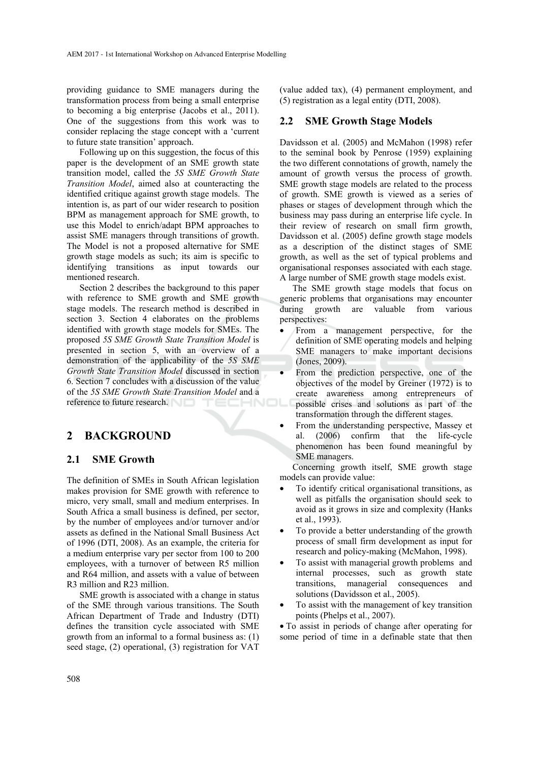providing guidance to SME managers during the transformation process from being a small enterprise to becoming a big enterprise (Jacobs et al., 2011). One of the suggestions from this work was to consider replacing the stage concept with a 'current to future state transition' approach.

Following up on this suggestion, the focus of this paper is the development of an SME growth state transition model, called the *5S SME Growth State Transition Model*, aimed also at counteracting the identified critique against growth stage models. The intention is, as part of our wider research to position BPM as management approach for SME growth, to use this Model to enrich/adapt BPM approaches to assist SME managers through transitions of growth. The Model is not a proposed alternative for SME growth stage models as such; its aim is specific to identifying transitions as input towards our mentioned research.

Section 2 describes the background to this paper with reference to SME growth and SME growth stage models. The research method is described in section 3. Section 4 elaborates on the problems identified with growth stage models for SMEs. The proposed *5S SME Growth State Transition Model* is presented in section 5, with an overview of a demonstration of the applicability of the *5S SME Growth State Transition Model* discussed in section 6. Section 7 concludes with a discussion of the value of the *5S SME Growth State Transition Model* and a reference to future research.

## 2 BACKGROUND

### 2.1 SME Growth

The definition of SMEs in South African legislation makes provision for SME growth with reference to micro, very small, small and medium enterprises. In South Africa a small business is defined, per sector, by the number of employees and/or turnover and/or assets as defined in the National Small Business Act of 1996 (DTI, 2008). As an example, the criteria for a medium enterprise vary per sector from 100 to 200 employees, with a turnover of between R5 million and R64 million, and assets with a value of between R3 million and R23 million.

SME growth is associated with a change in status of the SME through various transitions. The South African Department of Trade and Industry (DTI) defines the transition cycle associated with SME growth from an informal to a formal business as: (1) seed stage, (2) operational, (3) registration for VAT (value added tax), (4) permanent employment, and (5) registration as a legal entity (DTI, 2008).

### 2.2 SME Growth Stage Models

Davidsson et al. (2005) and McMahon (1998) refer to the seminal book by Penrose (1959) explaining the two different connotations of growth, namely the amount of growth versus the process of growth. SME growth stage models are related to the process of growth. SME growth is viewed as a series of phases or stages of development through which the business may pass during an enterprise life cycle. In their review of research on small firm growth, Davidsson et al. (2005) define growth stage models as a description of the distinct stages of SME growth, as well as the set of typical problems and organisational responses associated with each stage. A large number of SME growth stage models exist.

The SME growth stage models that focus on generic problems that organisations may encounter during growth are valuable from various perspectives:

- From a management perspective, for the definition of SME operating models and helping SME managers to make important decisions (Jones, 2009).
- From the prediction perspective, one of the objectives of the model by Greiner (1972) is to create awareness among entrepreneurs of possible crises and solutions as part of the transformation through the different stages.
- From the understanding perspective, Massey et al. (2006) confirm that the life-cycle phenomenon has been found meaningful by SME managers.

Concerning growth itself, SME growth stage models can provide value:

- To identify critical organisational transitions, as well as pitfalls the organisation should seek to avoid as it grows in size and complexity (Hanks et al., 1993).
- To provide a better understanding of the growth process of small firm development as input for research and policy-making (McMahon, 1998).
- To assist with managerial growth problems and internal processes, such as growth state transitions, managerial consequences and solutions (Davidsson et al., 2005).
- To assist with the management of key transition points (Phelps et al., 2007).
- To assist in periods of change after operating for some period of time in a definable state that then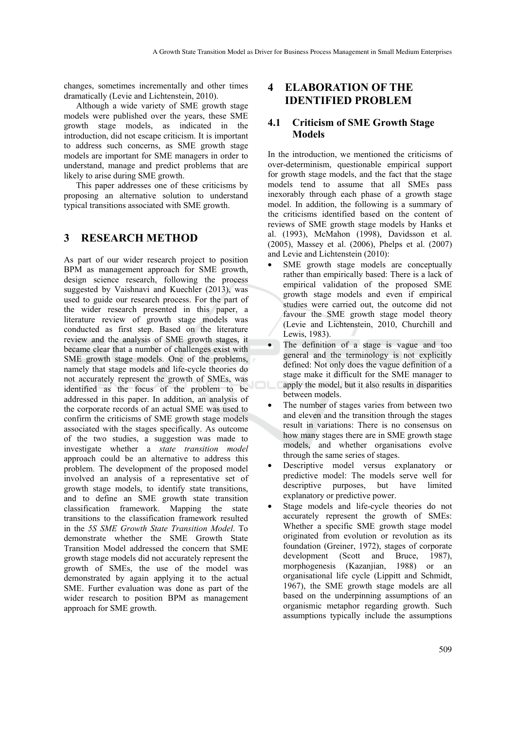changes, sometimes incrementally and other times dramatically (Levie and Lichtenstein, 2010).

Although a wide variety of SME growth stage models were published over the years, these SME growth stage models, as indicated in the introduction, did not escape criticism. It is important to address such concerns, as SME growth stage models are important for SME managers in order to understand, manage and predict problems that are likely to arise during SME growth.

This paper addresses one of these criticisms by proposing an alternative solution to understand typical transitions associated with SME growth.

## 3 RESEARCH METHOD

As part of our wider research project to position BPM as management approach for SME growth, design science research, following the process suggested by Vaishnavi and Kuechler (2013), was used to guide our research process. For the part of the wider research presented in this paper, a literature review of growth stage models was conducted as first step. Based on the literature review and the analysis of SME growth stages, it became clear that a number of challenges exist with SME growth stage models. One of the problems, namely that stage models and life-cycle theories do not accurately represent the growth of SMEs, was identified as the focus of the problem to be addressed in this paper. In addition, an analysis of the corporate records of an actual SME was used to confirm the criticisms of SME growth stage models associated with the stages specifically. As outcome of the two studies, a suggestion was made to investigate whether a *state transition model* approach could be an alternative to address this problem. The development of the proposed model involved an analysis of a representative set of growth stage models, to identify state transitions, and to define an SME growth state transition classification framework. Mapping the state transitions to the classification framework resulted in the *5S SME Growth State Transition Model*. To demonstrate whether the SME Growth State Transition Model addressed the concern that SME growth stage models did not accurately represent the growth of SMEs, the use of the model was demonstrated by again applying it to the actual SME. Further evaluation was done as part of the wider research to position BPM as management approach for SME growth.

## 4 ELABORATION OF THE IDENTIFIED PROBLEM

### 4.1 Criticism of SME Growth Stage Models

In the introduction, we mentioned the criticisms of over-determinism, questionable empirical support for growth stage models, and the fact that the stage models tend to assume that all SMEs pass inexorably through each phase of a growth stage model. In addition, the following is a summary of the criticisms identified based on the content of reviews of SME growth stage models by Hanks et al. (1993), McMahon (1998), Davidsson et al. (2005), Massey et al. (2006), Phelps et al. (2007) and Levie and Lichtenstein (2010):

- SME growth stage models are conceptually rather than empirically based: There is a lack of empirical validation of the proposed SME growth stage models and even if empirical studies were carried out, the outcome did not favour the SME growth stage model theory (Levie and Lichtenstein, 2010, Churchill and Lewis, 1983).
- The definition of a stage is vague and too general and the terminology is not explicitly defined: Not only does the vague definition of a stage make it difficult for the SME manager to apply the model, but it also results in disparities between models.
- The number of stages varies from between two and eleven and the transition through the stages result in variations: There is no consensus on how many stages there are in SME growth stage models, and whether organisations evolve through the same series of stages.
- Descriptive model versus explanatory or predictive model: The models serve well for descriptive purposes, but have limited explanatory or predictive power.
- Stage models and life-cycle theories do not accurately represent the growth of SMEs: Whether a specific SME growth stage model originated from evolution or revolution as its foundation (Greiner, 1972), stages of corporate development (Scott and Bruce, 1987), morphogenesis (Kazanjian, 1988) or an organisational life cycle (Lippitt and Schmidt, 1967), the SME growth stage models are all based on the underpinning assumptions of an organismic metaphor regarding growth. Such assumptions typically include the assumptions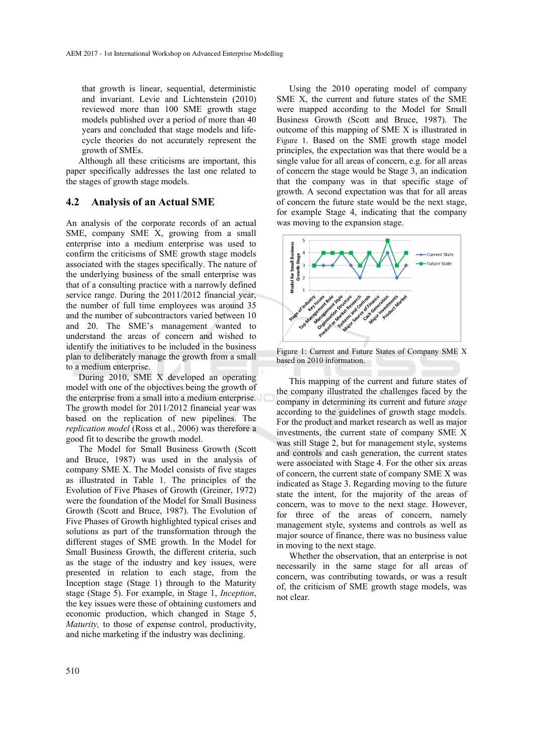that growth is linear, sequential, deterministic and invariant. Levie and Lichtenstein (2010) reviewed more than 100 SME growth stage models published over a period of more than 40 years and concluded that stage models and life-cycle theories do not accurately represent the growth of SMEs.

Although all these criticisms are important, this paper specifically addresses the last one related to the stages of growth stage models.

## 4.2 Analysis of an Actual SME

An analysis of the corporate records of an actual SME, company SME X, growing from a small enterprise into a medium enterprise was used to confirm the criticisms of SME growth stage models associated with the stages specifically. The nature of the underlying business of the small enterprise was that of a consulting practice with a narrowly defined service range. During the 2011/2012 financial year, the number of full time employees was around 35 and the number of subcontractors varied between 10 and 20. The SME's management wanted to understand the areas of concern and wished to identify the initiatives to be included in the business plan to deliberately manage the growth from a small to a medium enterprise.

During 2010, SME X developed an operating model with one of the objectives being the growth of the enterprise from a small into a medium enterprise. The growth model for 2011/2012 financial year was based on the replication of new pipelines. The *replication model* (Ross et al., 2006) was therefore a good fit to describe the growth model.

The Model for Small Business Growth (Scott and Bruce, 1987) was used in the analysis of company SME X. The Model consists of five stages as illustrated in Table 1. The principles of the Evolution of Five Phases of Growth (Greiner, 1972) were the foundation of the Model for Small Business Growth (Scott and Bruce, 1987). The Evolution of Five Phases of Growth highlighted typical crises and solutions as part of the transformation through the different stages of SME growth. In the Model for Small Business Growth, the different criteria, such as the stage of the industry and key issues, were presented in relation to each stage, from the Inception stage (Stage 1) through to the Maturity stage (Stage 5). For example, in Stage 1, *Inception*, the key issues were those of obtaining customers and economic production, which changed in Stage 5, *Maturity,* to those of expense control, productivity, and niche marketing if the industry was declining.

Using the 2010 operating model of company SME X, the current and future states of the SME were mapped according to the Model for Small Business Growth (Scott and Bruce, 1987). The outcome of this mapping of SME X is illustrated in Figure 1. Based on the SME growth stage model principles, the expectation was that there would be a single value for all areas of concern, e.g. for all areas of concern the stage would be Stage 3, an indication that the company was in that specific stage of growth. A second expectation was that for all areas of concern the future state would be the next stage, for example Stage 4, indicating that the company was moving to the expansion stage.

Figure 1: Current and Future States of Company SME X based on 2010 information.

This mapping of the current and future states of the company illustrated the challenges faced by the company in determining its current and future *stage* according to the guidelines of growth stage models. For the product and market research as well as major investments, the current state of company SME X was still Stage 2, but for management style, systems and controls and cash generation, the current states were associated with Stage 4. For the other six areas of concern, the current state of company SME X was indicated as Stage 3. Regarding moving to the future state the intent, for the majority of the areas of concern, was to move to the next stage. However, for three of the areas of concern, namely management style, systems and controls as well as major source of finance, there was no business value in moving to the next stage.

Whether the observation, that an enterprise is not necessarily in the same stage for all areas of concern, was contributing towards, or was a result of, the criticism of SME growth stage models, was not clear.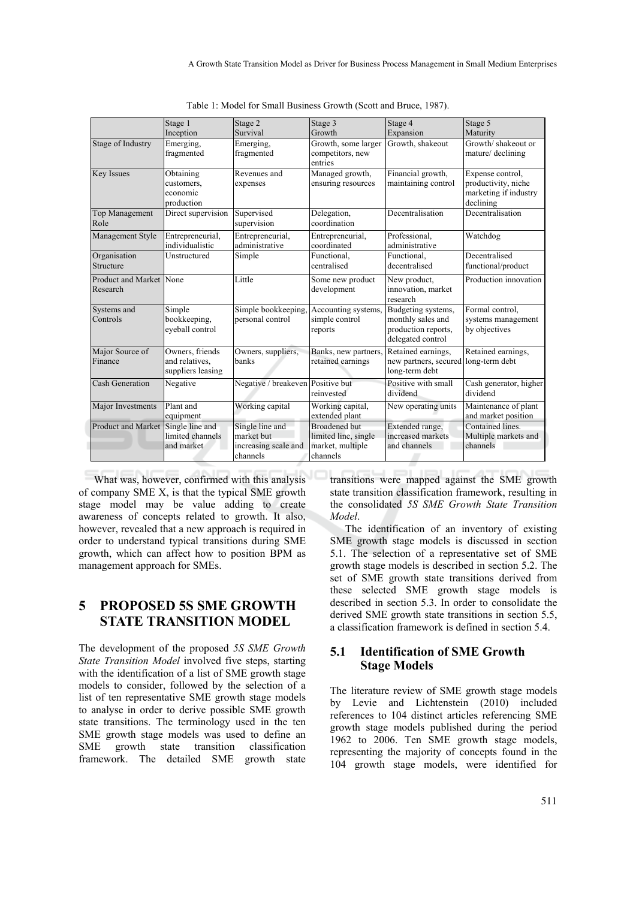Table 1: Model for Small Business Growth (Scott and Bruce, 1987).

| | Stage 1 Inception | Stage 2 Survival | Stage 3 Growth | Stage 4 Expansion | Stage 5 Maturity |
|---|---|---|---|---|---|
| Stage of Industry | Emerging, fragmented | Emerging, fragmented | Growth, some larger competitors, new entries | Growth, shakeout | Growth/ shakeout or mature/ declining |
| Key Issues | Obtaining customers, economic production | Revenues and expenses | Managed growth, ensuring resources | Financial growth, maintaining control | Expense control, productivity, niche marketing if industry declining |
| Top Management Role | Direct supervision | Supervised supervision | Delegation, coordination | Decentralisation | Decentralisation |
| Management Style | Entrepreneurial, individualistic | Entrepreneurial, administrative | Entrepreneurial, coordinated | Professional, administrative | Watchdog |
| Organisation Structure | Unstructured | Simple | Functional, centralised | Functional, decentralised | Decentralised functional/product |
| Product and Market Research | None | Little | Some new product development | New product, innovation, market research | Production innovation |
| Systems and Controls | Simple bookkeeping, eyeball control | Simple bookkeeping, personal control | Accounting systems, simple control reports | Budgeting systems, monthly sales and production reports, delegated control | Formal control, systems management by objectives |
| Major Source of Finance | Owners, friends and relatives, suppliers leasing | Owners, suppliers, banks | Banks, new partners, retained earnings | Retained earnings, new partners, secured long-term debt | Retained earnings, long-term debt |
| Cash Generation | Negative | Negative / breakeven | Positive but reinvested | Positive with small dividend | Cash generator, higher dividend |
| Major Investments | Plant and equipment | Working capital | Working capital, extended plant | New operating units | Maintenance of plant and market position |
| Product and Market | Single line and limited channels and market | Single line and market but increasing scale and channels | Broadened but limited line, single market, multiple channels | Extended range, increased markets and channels | Contained lines. Multiple markets and channels |

What was, however, confirmed with this analysis of company SME X, is that the typical SME growth stage model may be value adding to create awareness of concepts related to growth. It also, however, revealed that a new approach is required in order to understand typical transitions during SME growth, which can affect how to position BPM as management approach for SMEs.

# 5 PROPOSED 5S SME GROWTH STATE TRANSITION MODEL

The development of the proposed *5S SME Growth State Transition Model* involved five steps, starting with the identification of a list of SME growth stage models to consider, followed by the selection of a list of ten representative SME growth stage models to analyse in order to derive possible SME growth state transitions. The terminology used in the ten SME growth stage models was used to define an SME growth state transition classification framework. The detailed SME growth state transitions were mapped against the SME growth state transition classification framework, resulting in the consolidated *5S SME Growth State Transition Model*.

The identification of an inventory of existing SME growth stage models is discussed in section 5.1. The selection of a representative set of SME growth stage models is described in section 5.2. The set of SME growth state transitions derived from these selected SME growth stage models is described in section 5.3. In order to consolidate the derived SME growth state transitions in section 5.5, a classification framework is defined in section 5.4.

## 5.1 Identification of SME Growth Stage Models

The literature review of SME growth stage models by Levie and Lichtenstein (2010) included references to 104 distinct articles referencing SME growth stage models published during the period 1962 to 2006. Ten SME growth stage models, representing the majority of concepts found in the 104 growth stage models, were identified for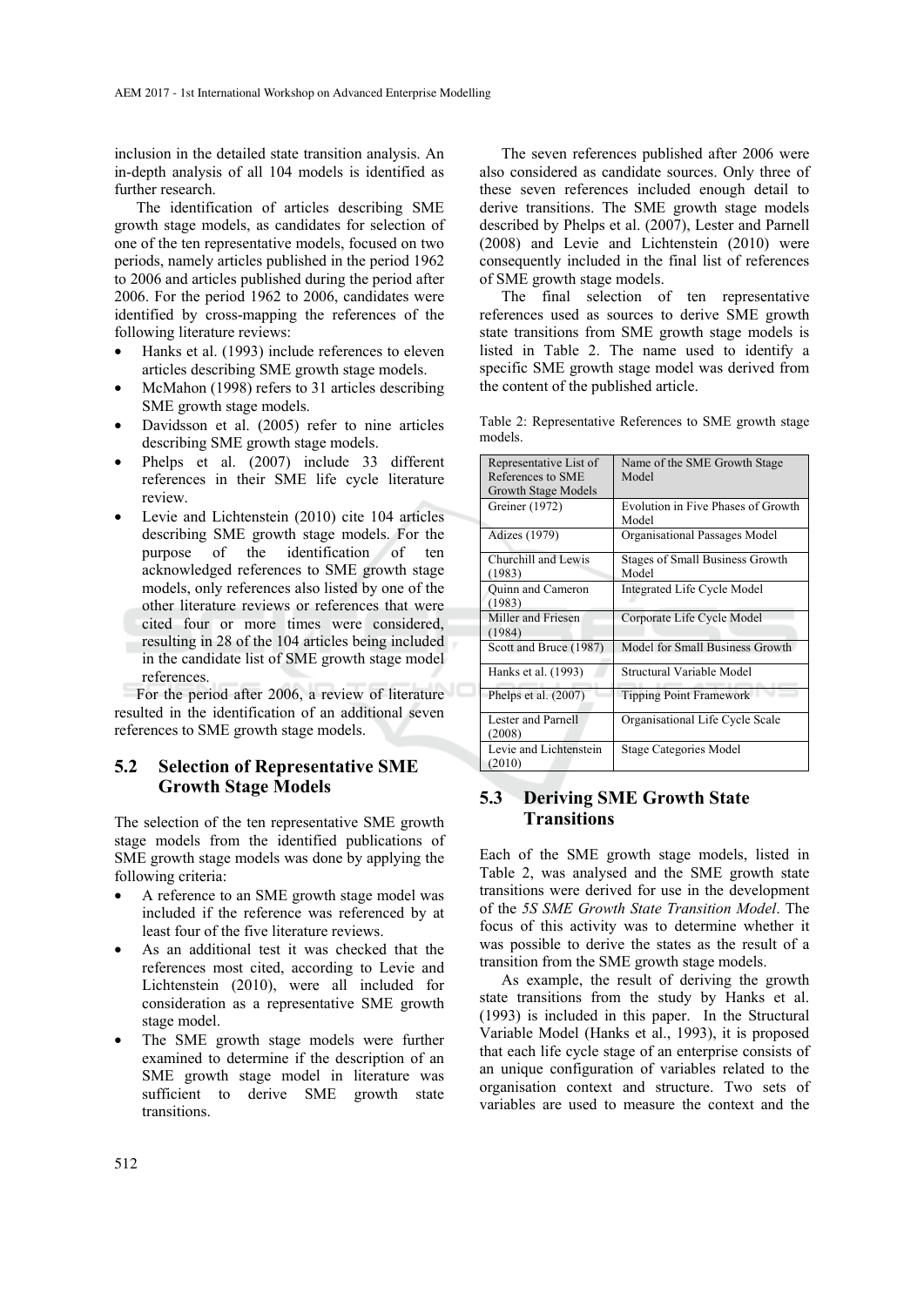inclusion in the detailed state transition analysis. An in-depth analysis of all 104 models is identified as further research.

The identification of articles describing SME growth stage models, as candidates for selection of one of the ten representative models, focused on two periods, namely articles published in the period 1962 to 2006 and articles published during the period after 2006. For the period 1962 to 2006, candidates were identified by cross-mapping the references of the following literature reviews:

- Hanks et al. (1993) include references to eleven articles describing SME growth stage models.
- McMahon (1998) refers to 31 articles describing SME growth stage models.
- Davidsson et al. (2005) refer to nine articles describing SME growth stage models.
- Phelps et al. (2007) include 33 different references in their SME life cycle literature review.
- Levie and Lichtenstein (2010) cite 104 articles describing SME growth stage models. For the purpose of the identification of ten acknowledged references to SME growth stage models, only references also listed by one of the other literature reviews or references that were cited four or more times were considered, resulting in 28 of the 104 articles being included in the candidate list of SME growth stage model references.

For the period after 2006, a review of literature resulted in the identification of an additional seven references to SME growth stage models.

## 5.2 Selection of Representative SME Growth Stage Models

The selection of the ten representative SME growth stage models from the identified publications of SME growth stage models was done by applying the following criteria:

- A reference to an SME growth stage model was included if the reference was referenced by at least four of the five literature reviews.
- As an additional test it was checked that the references most cited, according to Levie and Lichtenstein (2010), were all included for consideration as a representative SME growth stage model.
- The SME growth stage models were further examined to determine if the description of an SME growth stage model in literature was sufficient to derive SME growth state transitions.

The seven references published after 2006 were also considered as candidate sources. Only three of these seven references included enough detail to derive transitions. The SME growth stage models described by Phelps et al. (2007), Lester and Parnell (2008) and Levie and Lichtenstein (2010) were consequently included in the final list of references of SME growth stage models.

The final selection of ten representative references used as sources to derive SME growth state transitions from SME growth stage models is listed in Table 2. The name used to identify a specific SME growth stage model was derived from the content of the published article.

Table 2: Representative References to SME growth stage models.

| Representative List of References to SME Growth Stage Models | Name of the SME Growth Stage Model |
|---|---|
| Greiner (1972) | Evolution in Five Phases of Growth Model |
| Adizes (1979) | Organisational Passages Model |
| Churchill and Lewis (1983) | Stages of Small Business Growth Model |
| Quinn and Cameron (1983) | Integrated Life Cycle Model |
| Miller and Friesen (1984) | Corporate Life Cycle Model |
| Scott and Bruce (1987) | Model for Small Business Growth |
| Hanks et al. (1993) | Structural Variable Model |
| Phelps et al. (2007) | Tipping Point Framework |
| Lester and Parnell (2008) | Organisational Life Cycle Scale |
| Levie and Lichtenstein (2010) | Stage Categories Model |

## 5.3 Deriving SME Growth State Transitions

Each of the SME growth stage models, listed in Table 2, was analysed and the SME growth state transitions were derived for use in the development of the *5S SME Growth State Transition Model*. The focus of this activity was to determine whether it was possible to derive the states as the result of a transition from the SME growth stage models.

As example, the result of deriving the growth state transitions from the study by Hanks et al. (1993) is included in this paper. In the Structural Variable Model (Hanks et al., 1993), it is proposed that each life cycle stage of an enterprise consists of an unique configuration of variables related to the organisation context and structure. Two sets of variables are used to measure the context and the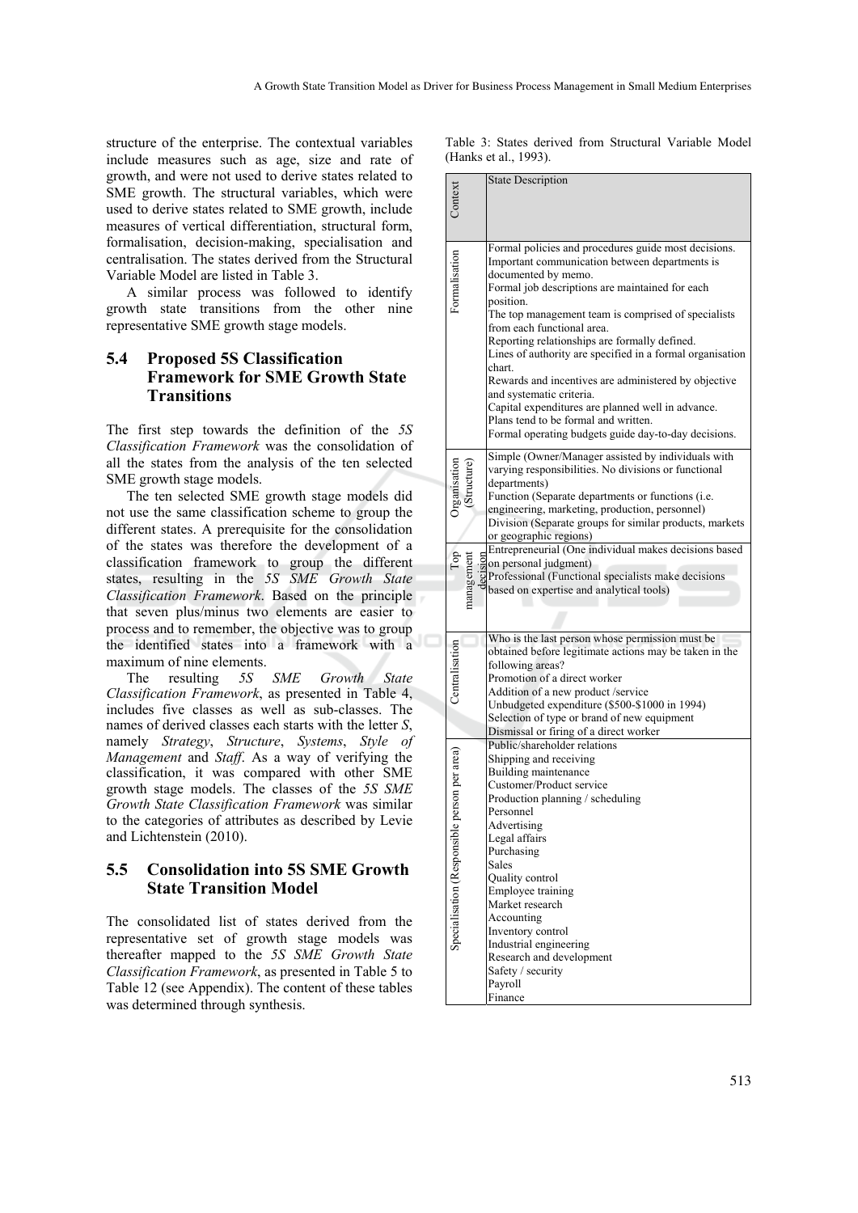structure of the enterprise. The contextual variables include measures such as age, size and rate of growth, and were not used to derive states related to SME growth. The structural variables, which were used to derive states related to SME growth, include measures of vertical differentiation, structural form, formalisation, decision-making, specialisation and centralisation. The states derived from the Structural Variable Model are listed in Table 3.

A similar process was followed to identify growth state transitions from the other nine representative SME growth stage models.

### 5.4 Proposed 5S Classification Framework for SME Growth State Transitions

The first step towards the definition of the *5S Classification Framework* was the consolidation of all the states from the analysis of the ten selected SME growth stage models.

The ten selected SME growth stage models did not use the same classification scheme to group the different states. A prerequisite for the consolidation of the states was therefore the development of a classification framework to group the different states, resulting in the *5S SME Growth State Classification Framework*. Based on the principle that seven plus/minus two elements are easier to process and to remember, the objective was to group the identified states into a framework with a maximum of nine elements.

The resulting *5S SME Growth State Classification Framework*, as presented in Table 4, includes five classes as well as sub-classes. The names of derived classes each starts with the letter *S*, namely *Strategy*, *Structure*, *Systems*, *Style of Management* and *Staff*. As a way of verifying the classification, it was compared with other SME growth stage models. The classes of the *5S SME Growth State Classification Framework* was similar to the categories of attributes as described by Levie and Lichtenstein (2010).

### 5.5 Consolidation into 5S SME Growth State Transition Model

The consolidated list of states derived from the representative set of growth stage models was thereafter mapped to the *5S SME Growth State Classification Framework*, as presented in Table 5 to Table 12 (see Appendix). The content of these tables was determined through synthesis.

Table 3: States derived from Structural Variable Model (Hanks et al., 1993).

| Context | State Description |
|---|---|
| Formalisation | Formal policies and procedures guide most decisions.<br>Important communication between departments is documented by memo.<br>Formal job descriptions are maintained for each position.<br>The top management team is comprised of specialists from each functional area.<br>Reporting relationships are formally defined.<br>Lines of authority are specified in a formal organisation chart.<br>Rewards and incentives are administered by objective and systematic criteria.<br>Capital expenditures are planned well in advance.<br>Plans tend to be formal and written.<br>Formal operating budgets guide day-to-day decisions. |
| Organisation (Structure) | Simple (Owner/Manager assisted by individuals with varying responsibilities. No divisions or functional departments)<br>Function (Separate departments or functions (i.e. engineering, marketing, production, personnel)<br>Division (Separate groups for similar products, markets or geographic regions) |
| Top management decision | Entrepreneurial (One individual makes decisions based on personal judgment)<br>Professional (Functional specialists make decisions based on expertise and analytical tools) |
| Centralisation | Who is the last person whose permission must be obtained before legitimate actions may be taken in the following areas?<br>Promotion of a direct worker<br>Addition of a new product /service<br>Unbudgeted expenditure ($500-$1000 in 1994)<br>Selection of type or brand of new equipment<br>Dismissal or firing of a direct worker |
| Specialisation (Responsible person per area) | Public/shareholder relations<br>Shipping and receiving<br>Building maintenance<br>Customer/Product service<br>Production planning / scheduling<br>Personnel<br>Advertising<br>Legal affairs<br>Purchasing<br>Sales<br>Quality control<br>Employee training<br>Market research<br>Accounting<br>Inventory control<br>Industrial engineering<br>Research and development<br>Safety / security<br>Payroll<br>Finance |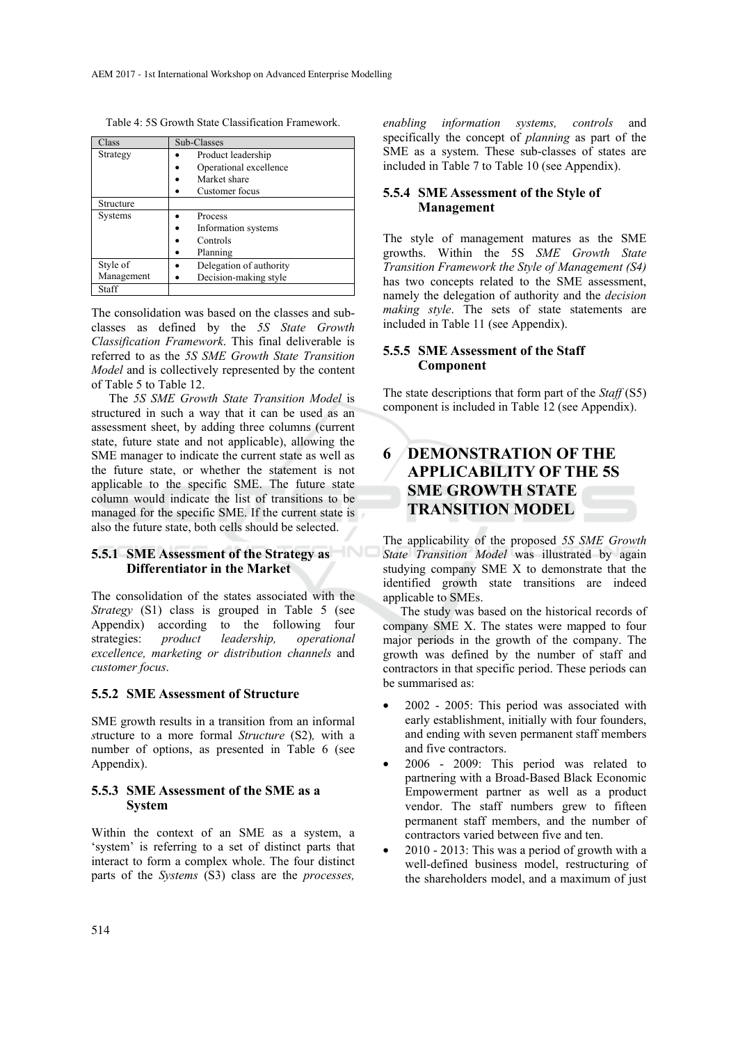Table 4: 5S Growth State Classification Framework.

| Class | Sub-Classes |
| --- | --- |
| Strategy | • Product leadership<br>• Operational excellence<br>• Market share<br>• Customer focus |
| Structure | |
| Systems | • Process<br>• Information systems<br>• Controls<br>• Planning |
| Style of Management | • Delegation of authority<br>• Decision-making style |
| Staff | |

The consolidation was based on the classes and sub-classes as defined by the *5S State Growth Classification Framework*. This final deliverable is referred to as the *5S SME Growth State Transition Model* and is collectively represented by the content of Table 5 to Table 12.

The *5S SME Growth State Transition Model* is structured in such a way that it can be used as an assessment sheet, by adding three columns (current state, future state and not applicable), allowing the SME manager to indicate the current state as well as the future state, or whether the statement is not applicable to the specific SME. The future state column would indicate the list of transitions to be managed for the specific SME. If the current state is also the future state, both cells should be selected.

#### 5.5.1 SME Assessment of the Strategy as Differentiator in the Market

The consolidation of the states associated with the *Strategy* (S1) class is grouped in Table 5 (see Appendix) according to the following four strategies: *product leadership, operational excellence, marketing or distribution channels* and *customer focus*.

#### 5.5.2 SME Assessment of Structure

SME growth results in a transition from an informal structure to a more formal *Structure* (S2), with a number of options, as presented in Table 6 (see Appendix).

#### 5.5.3 SME Assessment of the SME as a System

Within the context of an SME as a system, a 'system' is referring to a set of distinct parts that interact to form a complex whole. The four distinct parts of the *Systems* (S3) class are the *processes, enabling information systems, controls* and specifically the concept of *planning* as part of the SME as a system. These sub-classes of states are included in Table 7 to Table 10 (see Appendix).

#### 5.5.4 SME Assessment of the Style of Management

The style of management matures as the SME growths. Within the 5S *SME Growth State Transition Framework the Style of Management (S4)* has two concepts related to the SME assessment, namely the delegation of authority and the *decision making style*. The sets of state statements are included in Table 11 (see Appendix).

#### 5.5.5 SME Assessment of the Staff Component

The state descriptions that form part of the *Staff* (S5) component is included in Table 12 (see Appendix).

## 6 DEMONSTRATION OF THE APPLICABILITY OF THE 5S SME GROWTH STATE TRANSITION MODEL

The applicability of the proposed *5S SME Growth State Transition Model* was illustrated by again studying company SME X to demonstrate that the identified growth state transitions are indeed applicable to SMEs.

The study was based on the historical records of company SME X. The states were mapped to four major periods in the growth of the company. The growth was defined by the number of staff and contractors in that specific period. These periods can be summarised as:

- 2002 - 2005: This period was associated with early establishment, initially with four founders, and ending with seven permanent staff members and five contractors.
- 2006 - 2009: This period was related to partnering with a Broad-Based Black Economic Empowerment partner as well as a product vendor. The staff numbers grew to fifteen permanent staff members, and the number of contractors varied between five and ten.
- 2010 - 2013: This was a period of growth with a well-defined business model, restructuring of the shareholders model, and a maximum of just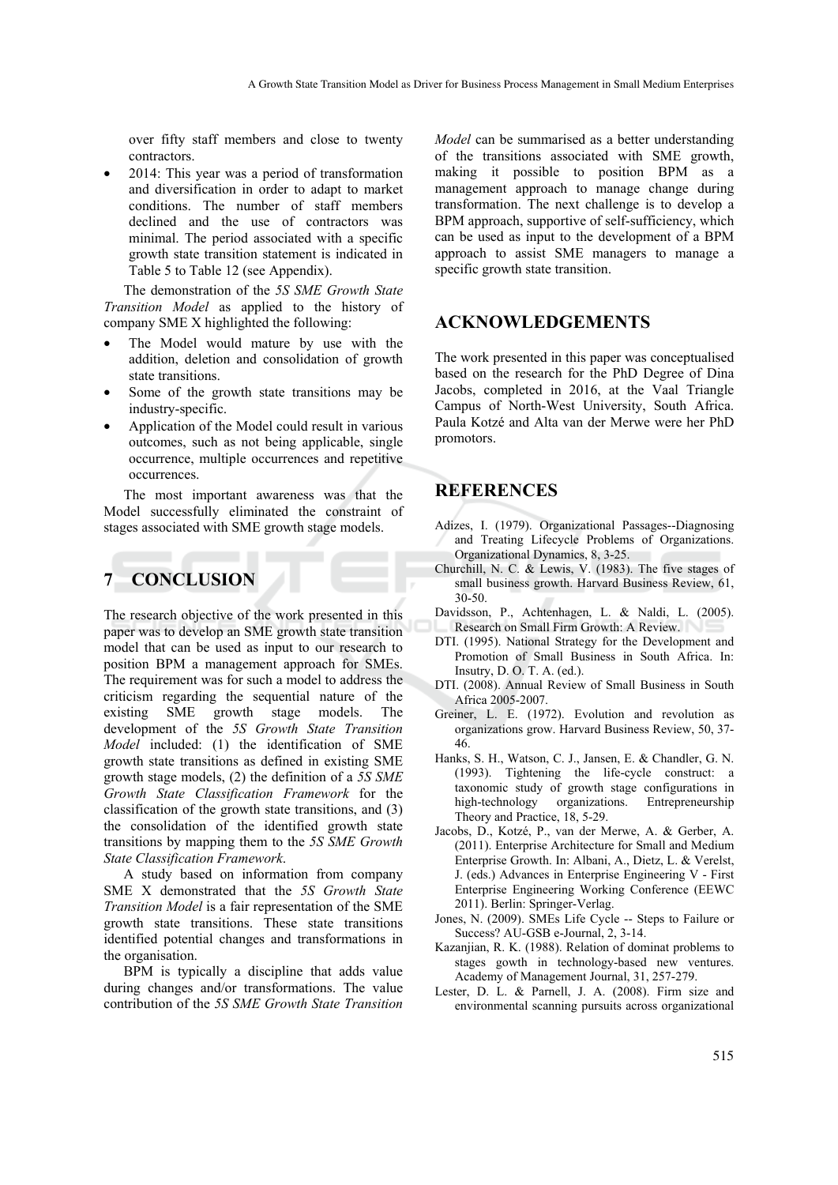over fifty staff members and close to twenty contractors.

- 2014: This year was a period of transformation and diversification in order to adapt to market conditions. The number of staff members declined and the use of contractors was minimal. The period associated with a specific growth state transition statement is indicated in Table 5 to Table 12 (see Appendix).

The demonstration of the *5S SME Growth State Transition Model* as applied to the history of company SME X highlighted the following:

- The Model would mature by use with the addition, deletion and consolidation of growth state transitions.
- Some of the growth state transitions may be industry-specific.
- Application of the Model could result in various outcomes, such as not being applicable, single occurrence, multiple occurrences and repetitive occurrences.

The most important awareness was that the Model successfully eliminated the constraint of stages associated with SME growth stage models.

## 7 CONCLUSION

The research objective of the work presented in this paper was to develop an SME growth state transition model that can be used as input to our research to position BPM a management approach for SMEs. The requirement was for such a model to address the criticism regarding the sequential nature of the existing SME growth stage models. The development of the *5S Growth State Transition Model* included: (1) the identification of SME growth state transitions as defined in existing SME growth stage models, (2) the definition of a *5S SME Growth State Classification Framework* for the classification of the growth state transitions, and (3) the consolidation of the identified growth state transitions by mapping them to the *5S SME Growth State Classification Framework*.

A study based on information from company SME X demonstrated that the *5S Growth State Transition Model* is a fair representation of the SME growth state transitions. These state transitions identified potential changes and transformations in the organisation.

BPM is typically a discipline that adds value during changes and/or transformations. The value contribution of the *5S SME Growth State Transition Model* can be summarised as a better understanding of the transitions associated with SME growth, making it possible to position BPM as a management approach to manage change during transformation. The next challenge is to develop a BPM approach, supportive of self-sufficiency, which can be used as input to the development of a BPM approach to assist SME managers to manage a specific growth state transition.

## ACKNOWLEDGEMENTS

The work presented in this paper was conceptualised based on the research for the PhD Degree of Dina Jacobs, completed in 2016, at the Vaal Triangle Campus of North-West University, South Africa. Paula Kotzé and Alta van der Merwe were her PhD promotors.

## REFERENCES

Adizes, I. (1979). Organizational Passages--Diagnosing and Treating Lifecycle Problems of Organizations. Organizational Dynamics, 8, 3-25.

Churchill, N. C. & Lewis, V. (1983). The five stages of small business growth. Harvard Business Review, 61, 30-50.

Davidsson, P., Achtenhagen, L. & Naldi, L. (2005). Research on Small Firm Growth: A Review.

DTI. (1995). National Strategy for the Development and Promotion of Small Business in South Africa. In: Insutry, D. O. T. A. (ed.).

DTI. (2008). Annual Review of Small Business in South Africa 2005-2007.

Greiner, L. E. (1972). Evolution and revolution as organizations grow. Harvard Business Review, 50, 37-46.

Hanks, S. H., Watson, C. J., Jansen, E. & Chandler, G. N. (1993). Tightening the life-cycle construct: a taxonomic study of growth stage configurations in high-technology organizations. Entrepreneurship Theory and Practice, 18, 5-29.

Jacobs, D., Kotzé, P., van der Merwe, A. & Gerber, A. (2011). Enterprise Architecture for Small and Medium Enterprise Growth. In: Albani, A., Dietz, L. & Verelst, J. (eds.) Advances in Enterprise Engineering V - First Enterprise Engineering Working Conference (EEWC 2011). Berlin: Springer-Verlag.

Jones, N. (2009). SMEs Life Cycle -- Steps to Failure or Success? AU-GSB e-Journal, 2, 3-14.

Kazanjian, R. K. (1988). Relation of dominat problems to stages gowth in technology-based new ventures. Academy of Management Journal, 31, 257-279.

Lester, D. L. & Parnell, J. A. (2008). Firm size and environmental scanning pursuits across organizational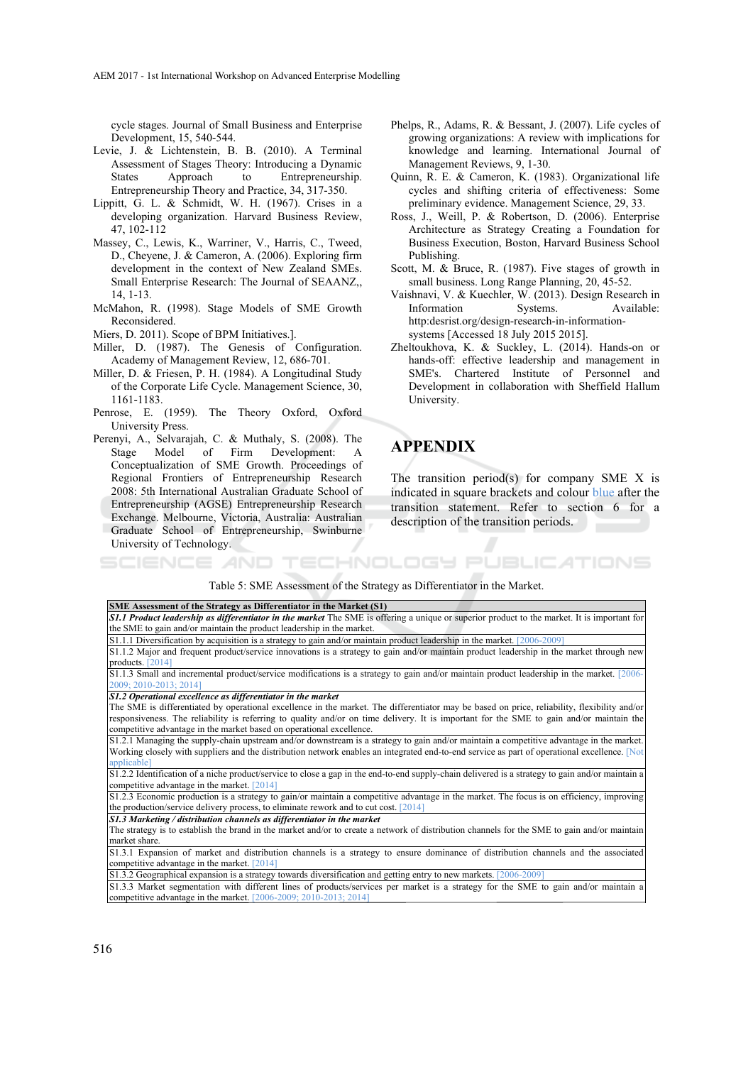cycle stages. Journal of Small Business and Enterprise Development, 15, 540-544.

Levie, J. & Lichtenstein, B. B. (2010). A Terminal Assessment of Stages Theory: Introducing a Dynamic States Approach to Entrepreneurship. Entrepreneurship Theory and Practice, 34, 317-350.

Lippitt, G. L. & Schmidt, W. H. (1967). Crises in a developing organization. Harvard Business Review, 47, 102-112

Massey, C., Lewis, K., Warriner, V., Harris, C., Tweed, D., Cheyene, J. & Cameron, A. (2006). Exploring firm development in the context of New Zealand SMEs. Small Enterprise Research: The Journal of SEAANZ,, 14, 1-13.

McMahon, R. (1998). Stage Models of SME Growth Reconsidered.

Miers, D. 2011). Scope of BPM Initiatives.].

Miller, D. (1987). The Genesis of Configuration. Academy of Management Review, 12, 686-701.

Miller, D. & Friesen, P. H. (1984). A Longitudinal Study of the Corporate Life Cycle. Management Science, 30, 1161-1183.

Penrose, E. (1959). The Theory Oxford, Oxford University Press.

Perenyi, A., Selvarajah, C. & Muthaly, S. (2008). The Stage Model of Firm Development: A Conceptualization of SME Growth. Proceedings of Regional Frontiers of Entrepreneurship Research 2008: 5th International Australian Graduate School of Entrepreneurship (AGSE) Entrepreneurship Research Exchange. Melbourne, Victoria, Australia: Australian Graduate School of Entrepreneurship, Swinburne University of Technology.

Phelps, R., Adams, R. & Bessant, J. (2007). Life cycles of growing organizations: A review with implications for knowledge and learning. International Journal of Management Reviews, 9, 1-30.

Quinn, R. E. & Cameron, K. (1983). Organizational life cycles and shifting criteria of effectiveness: Some preliminary evidence. Management Science, 29, 33.

Ross, J., Weill, P. & Robertson, D. (2006). Enterprise Architecture as Strategy Creating a Foundation for Business Execution, Boston, Harvard Business School Publishing.

Scott, M. & Bruce, R. (1987). Five stages of growth in small business. Long Range Planning, 20, 45-52.

Vaishnavi, V. & Kuechler, W. (2013). Design Research in Information Systems. Available: http:desrist.org/design-research-in-information-systems [Accessed 18 July 2015 2015].

Zheltoukhova, K. & Suckley, L. (2014). Hands-on or hands-off: effective leadership and management in SME's. Chartered Institute of Personnel and Development in collaboration with Sheffield Hallum University.

# APPENDIX

The transition period(s) for company SME X is indicated in square brackets and colour blue after the transition statement. Refer to section 6 for a description of the transition periods.

Table 5: SME Assessment of the Strategy as Differentiator in the Market.

| SME Assessment of the Strategy as Differentiator in the Market (S1) |
|---|
| ***S1.1 Product leadership as differentiator in the market*** The SME is offering a unique or superior product to the market. It is important for the SME to gain and/or maintain the product leadership in the market. |
| S1.1.1 Diversification by acquisition is a strategy to gain and/or maintain product leadership in the market. [2006-2009] |
| S1.1.2 Major and frequent product/service innovations is a strategy to gain and/or maintain product leadership in the market through new products. [2014] |
| S1.1.3 Small and incremental product/service modifications is a strategy to gain and/or maintain product leadership in the market. [2006-2009; 2010-2013; 2014] |
| ***S1.2 Operational excellence as differentiator in the market*** The SME is differentiated by operational excellence in the market. The differentiator may be based on price, reliability, flexibility and/or responsiveness. The reliability is referring to quality and/or on time delivery. It is important for the SME to gain and/or maintain the competitive advantage in the market based on operational excellence. |
| S1.2.1 Managing the supply-chain upstream and/or downstream is a strategy to gain and/or maintain a competitive advantage in the market. Working closely with suppliers and the distribution network enables an integrated end-to-end service as part of operational excellence. [Not applicable] |
| S1.2.2 Identification of a niche product/service to close a gap in the end-to-end supply-chain delivered is a strategy to gain and/or maintain a competitive advantage in the market. [2014] |
| S1.2.3 Economic production is a strategy to gain/or maintain a competitive advantage in the market. The focus is on efficiency, improving the production/service delivery process, to eliminate rework and to cut cost. [2014] |
| ***S1.3 Marketing / distribution channels as differentiator in the market*** The strategy is to establish the brand in the market and/or to create a network of distribution channels for the SME to gain and/or maintain market share. |
| S1.3.1 Expansion of market and distribution channels is a strategy to ensure dominance of distribution channels and the associated competitive advantage in the market. [2014] |
| S1.3.2 Geographical expansion is a strategy towards diversification and getting entry to new markets. [2006-2009] |
| S1.3.3 Market segmentation with different lines of products/services per market is a strategy for the SME to gain and/or maintain a competitive advantage in the market. [2006-2009; 2010-2013; 2014] |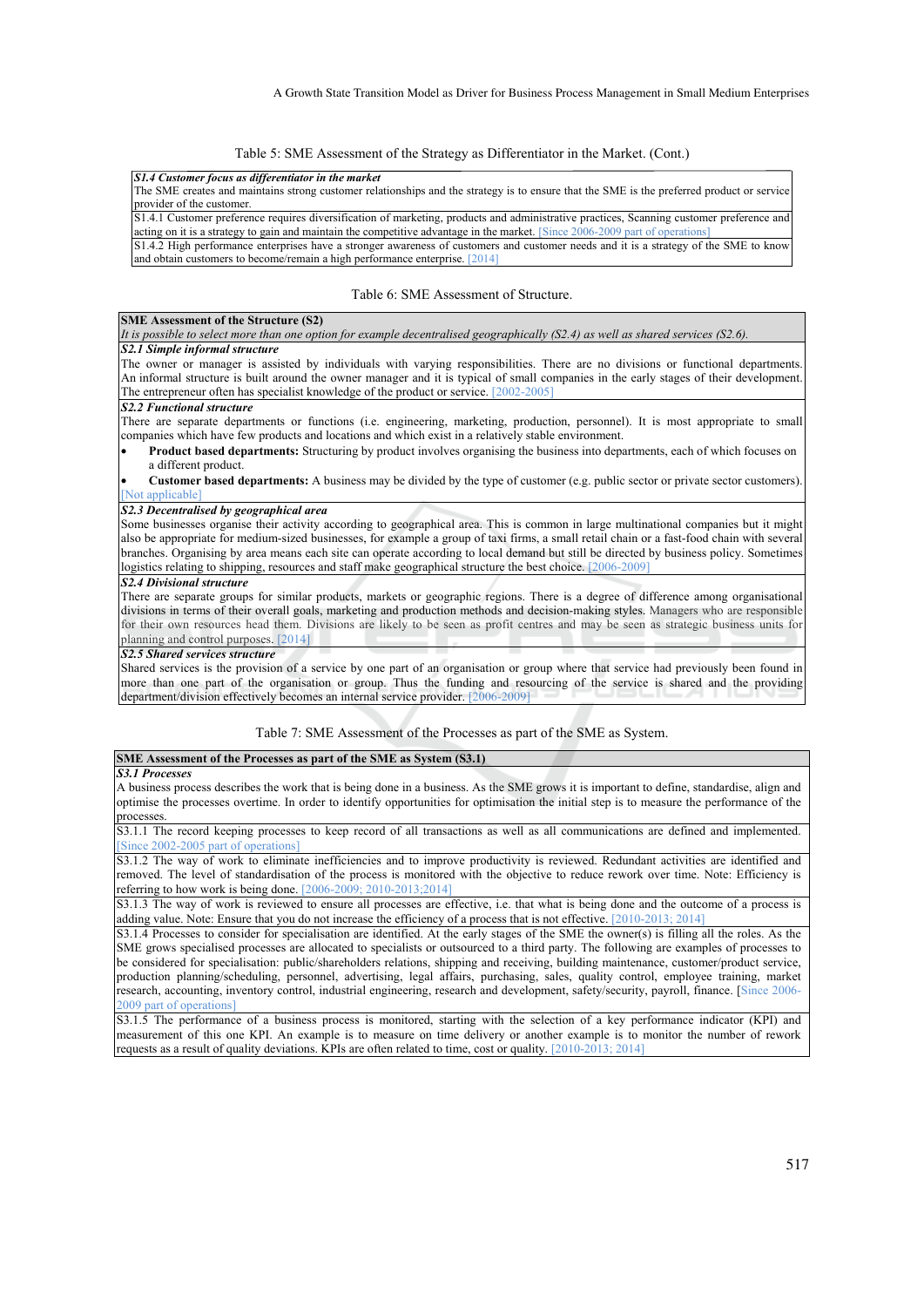Table 5: SME Assessment of the Strategy as Differentiator in the Market. (Cont.)

| *S1.4 Customer focus as differentiator in the market* |
|---|
| The SME creates and maintains strong customer relationships and the strategy is to ensure that the SME is the preferred product or service provider of the customer. |
| S1.4.1 Customer preference requires diversification of marketing, products and administrative practices, Scanning customer preference and acting on it is a strategy to gain and maintain the competitive advantage in the market. [Since 2006-2009 part of operations] |
| S1.4.2 High performance enterprises have a stronger awareness of customers and customer needs and it is a strategy of the SME to know and obtain customers to become/remain a high performance enterprise. [2014] |

Table 6: SME Assessment of Structure.

| **SME Assessment of the Structure (S2)** |
|---|
| *It is possible to select more than one option for example decentralised geographically (S2.4) as well as shared services (S2.6).* |
| ***S2.1 Simple informal structure*** |
| The owner or manager is assisted by individuals with varying responsibilities. There are no divisions or functional departments. An informal structure is built around the owner manager and it is typical of small companies in the early stages of their development. The entrepreneur often has specialist knowledge of the product or service. [2002-2005] |
| ***S2.2 Functional structure*** |
| There are separate departments or functions (i.e. engineering, marketing, production, personnel). It is most appropriate to small companies which have few products and locations and which exist in a relatively stable environment. • **Product based departments:** Structuring by product involves organising the business into departments, each of which focuses on a different product. • **Customer based departments:** A business may be divided by the type of customer (e.g. public sector or private sector customers). [Not applicable] |
| ***S2.3 Decentralised by geographical area*** |
| Some businesses organise their activity according to geographical area. This is common in large multinational companies but it might also be appropriate for medium-sized businesses, for example a group of taxi firms, a small retail chain or a fast-food chain with several branches. Organising by area means each site can operate according to local demand but still be directed by business policy. Sometimes logistics relating to shipping, resources and staff make geographical structure the best choice. [2006-2009] |
| ***S2.4 Divisional structure*** |
| There are separate groups for similar products, markets or geographic regions. There is a degree of difference among organisational divisions in terms of their overall goals, marketing and production methods and decision-making styles. Managers who are responsible for their own resources head them. Divisions are likely to be seen as profit centres and may be seen as strategic business units for planning and control purposes. [2014] |
| ***S2.5 Shared services structure*** |
| Shared services is the provision of a service by one part of an organisation or group where that service had previously been found in more than one part of the organisation or group. Thus the funding and resourcing of the service is shared and the providing department/division effectively becomes an internal service provider. [2006-2009] |

Table 7: SME Assessment of the Processes as part of the SME as System.

| **SME Assessment of the Processes as part of the SME as System (S3.1)** |
|---|
| ***S3.1 Processes*** |
| A business process describes the work that is being done in a business. As the SME grows it is important to define, standardise, align and optimise the processes overtime. In order to identify opportunities for optimisation the initial step is to measure the performance of the processes. |
| S3.1.1 The record keeping processes to keep record of all transactions as well as all communications are defined and implemented. [Since 2002-2005 part of operations] |
| S3.1.2 The way of work to eliminate inefficiencies and to improve productivity is reviewed. Redundant activities are identified and removed. The level of standardisation of the process is monitored with the objective to reduce rework over time. Note: Efficiency is referring to how work is being done. [2006-2009; 2010-2013;2014] |
| S3.1.3 The way of work is reviewed to ensure all processes are effective, i.e. that what is being done and the outcome of a process is adding value. Note: Ensure that you do not increase the efficiency of a process that is not effective. [2010-2013; 2014] |
| S3.1.4 Processes to consider for specialisation are identified. At the early stages of the SME the owner(s) is filling all the roles. As the SME grows specialised processes are allocated to specialists or outsourced to a third party. The following are examples of processes to be considered for specialisation: public/shareholders relations, shipping and receiving, building maintenance, customer/product service, production planning/scheduling, personnel, advertising, legal affairs, purchasing, sales, quality control, employee training, market research, accounting, inventory control, industrial engineering, research and development, safety/security, payroll, finance. [Since 2006-2009 part of operations] |
| S3.1.5 The performance of a business process is monitored, starting with the selection of a key performance indicator (KPI) and measurement of this one KPI. An example is to measure on time delivery or another example is to monitor the number of rework requests as a result of quality deviations. KPIs are often related to time, cost or quality. [2010-2013; 2014] |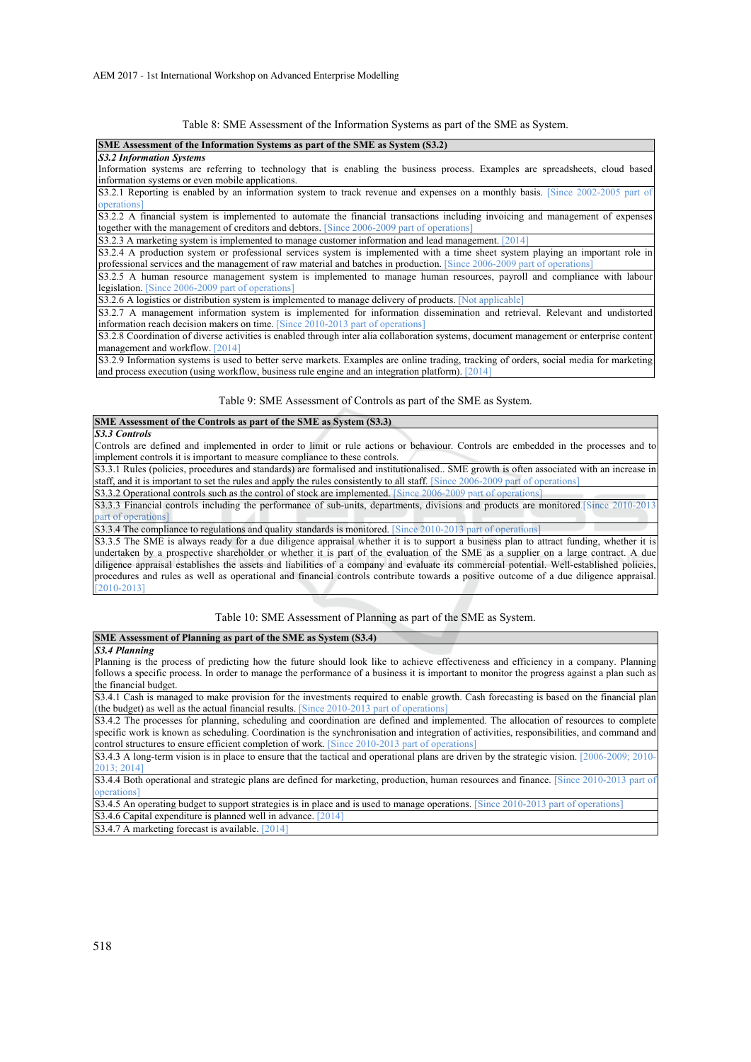Table 8: SME Assessment of the Information Systems as part of the SME as System.

| SME Assessment of the Information Systems as part of the SME as System (S3.2) |
|---|
| ***S3.2 Information Systems*** <br> Information systems are referring to technology that is enabling the business process. Examples are spreadsheets, cloud based information systems or even mobile applications. |
| S3.2.1 Reporting is enabled by an information system to track revenue and expenses on a monthly basis. [Since 2002-2005 part of operations] |
| S3.2.2 A financial system is implemented to automate the financial transactions including invoicing and management of expenses together with the management of creditors and debtors. [Since 2006-2009 part of operations] |
| S3.2.3 A marketing system is implemented to manage customer information and lead management. [2014] |
| S3.2.4 A production system or professional services system is implemented with a time sheet system playing an important role in professional services and the management of raw material and batches in production. [Since 2006-2009 part of operations] |
| S3.2.5 A human resource management system is implemented to manage human resources, payroll and compliance with labour legislation. [Since 2006-2009 part of operations] |
| S3.2.6 A logistics or distribution system is implemented to manage delivery of products. [Not applicable] |
| S3.2.7 A management information system is implemented for information dissemination and retrieval. Relevant and undistorted information reach decision makers on time. [Since 2010-2013 part of operations] |
| S3.2.8 Coordination of diverse activities is enabled through inter alia collaboration systems, document management or enterprise content management and workflow. [2014] |
| S3.2.9 Information systems is used to better serve markets. Examples are online trading, tracking of orders, social media for marketing and process execution (using workflow, business rule engine and an integration platform). [2014] |

Table 9: SME Assessment of Controls as part of the SME as System.

| SME Assessment of the Controls as part of the SME as System (S3.3) |
|---|
| ***S3.3 Controls*** <br> Controls are defined and implemented in order to limit or rule actions or behaviour. Controls are embedded in the processes and to implement controls it is important to measure compliance to these controls. |
| S3.3.1 Rules (policies, procedures and standards) are formalised and institutionalised.. SME growth is often associated with an increase in staff, and it is important to set the rules and apply the rules consistently to all staff. [Since 2006-2009 part of operations] |
| S3.3.2 Operational controls such as the control of stock are implemented. [Since 2006-2009 part of operations] |
| S3.3.3 Financial controls including the performance of sub-units, departments, divisions and products are monitored [Since 2010-2013 part of operations] |
| S3.3.4 The compliance to regulations and quality standards is monitored. [Since 2010-2013 part of operations] |
| S3.3.5 The SME is always ready for a due diligence appraisal whether it is to support a business plan to attract funding, whether it is undertaken by a prospective shareholder or whether it is part of the evaluation of the SME as a supplier on a large contract. A due diligence appraisal establishes the assets and liabilities of a company and evaluate its commercial potential. Well-established policies, procedures and rules as well as operational and financial controls contribute towards a positive outcome of a due diligence appraisal. [2010-2013] |

Table 10: SME Assessment of Planning as part of the SME as System.

| SME Assessment of Planning as part of the SME as System (S3.4) |
|---|
| ***S3.4 Planning*** <br> Planning is the process of predicting how the future should look like to achieve effectiveness and efficiency in a company. Planning follows a specific process. In order to manage the performance of a business it is important to monitor the progress against a plan such as the financial budget. |
| S3.4.1 Cash is managed to make provision for the investments required to enable growth. Cash forecasting is based on the financial plan (the budget) as well as the actual financial results. [Since 2010-2013 part of operations] |
| S3.4.2 The processes for planning, scheduling and coordination are defined and implemented. The allocation of resources to complete specific work is known as scheduling. Coordination is the synchronisation and integration of activities, responsibilities, and command and control structures to ensure efficient completion of work. [Since 2010-2013 part of operations] |
| S3.4.3 A long-term vision is in place to ensure that the tactical and operational plans are driven by the strategic vision. [2006-2009; 2010-2013; 2014] |
| S3.4.4 Both operational and strategic plans are defined for marketing, production, human resources and finance. [Since 2010-2013 part of operations] |
| S3.4.5 An operating budget to support strategies is in place and is used to manage operations. [Since 2010-2013 part of operations] |
| S3.4.6 Capital expenditure is planned well in advance. [2014] |
| S3.4.7 A marketing forecast is available. [2014] |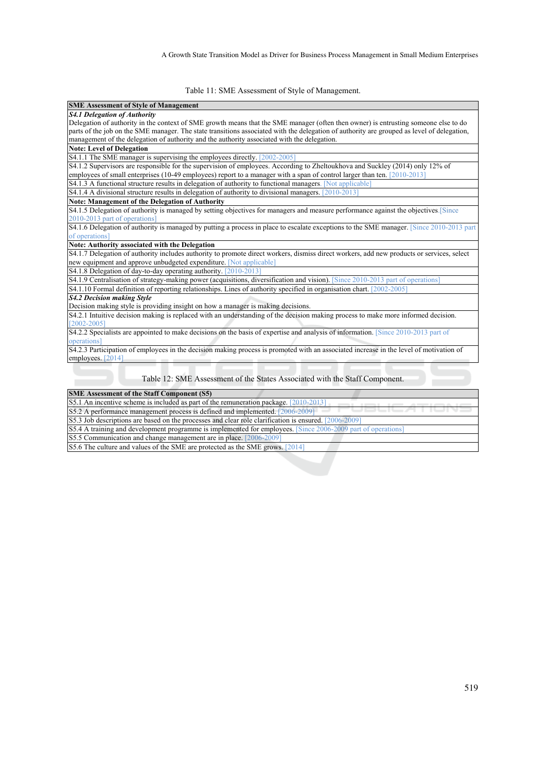Table 11: SME Assessment of Style of Management.

| SME Assessment of Style of Management |
|---|
| ***S4.1 Delegation of Authority*** |
| Delegation of authority in the context of SME growth means that the SME manager (often then owner) is entrusting someone else to do parts of the job on the SME manager. The state transitions associated with the delegation of authority are grouped as level of delegation, management of the delegation of authority and the authority associated with the delegation. |
| **Note: Level of Delegation** |
| S4.1.1 The SME manager is supervising the employees directly. [2002-2005] |
| S4.1.2 Supervisors are responsible for the supervision of employees. According to Zheltoukhova and Suckley (2014) only 12% of employees of small enterprises (10-49 employees) report to a manager with a span of control larger than ten. [2010-2013] |
| S4.1.3 A functional structure results in delegation of authority to functional managers. [Not applicable] |
| S4.1.4 A divisional structure results in delegation of authority to divisional managers. [2010-2013] |
| **Note: Management of the Delegation of Authority** |
| S4.1.5 Delegation of authority is managed by setting objectives for managers and measure performance against the objectives.[Since 2010-2013 part of operations] |
| S4.1.6 Delegation of authority is managed by putting a process in place to escalate exceptions to the SME manager. [Since 2010-2013 part of operations] |
| **Note: Authority associated with the Delegation** |
| S4.1.7 Delegation of authority includes authority to promote direct workers, dismiss direct workers, add new products or services, select new equipment and approve unbudgeted expenditure. [Not applicable] |
| S4.1.8 Delegation of day-to-day operating authority. [2010-2013] |
| S4.1.9 Centralisation of strategy-making power (acquisitions, diversification and vision). [Since 2010-2013 part of operations] |
| S4.1.10 Formal definition of reporting relationships. Lines of authority specified in organisation chart. [2002-2005] |
| ***S4.2 Decision making Style*** |
| Decision making style is providing insight on how a manager is making decisions. |
| S4.2.1 Intuitive decision making is replaced with an understanding of the decision making process to make more informed decision. [2002-2005] |
| S4.2.2 Specialists are appointed to make decisions on the basis of expertise and analysis of information. [Since 2010-2013 part of operations] |
| S4.2.3 Participation of employees in the decision making process is promoted with an associated increase in the level of motivation of employees. [2014] |

Table 12: SME Assessment of the States Associated with the Staff Component.

| SME Assessment of the Staff Component (S5) |
|---|
| S5.1 An incentive scheme is included as part of the remuneration package. [2010-2013] |
| S5.2 A performance management process is defined and implemented. [2006-2009] |
| S5.3 Job descriptions are based on the processes and clear role clarification is ensured. [2006-2009] |
| S5.4 A training and development programme is implemented for employees. [Since 2006-2009 part of operations] |
| S5.5 Communication and change management are in place. [2006-2009] |
| S5.6 The culture and values of the SME are protected as the SME grows. [2014] |